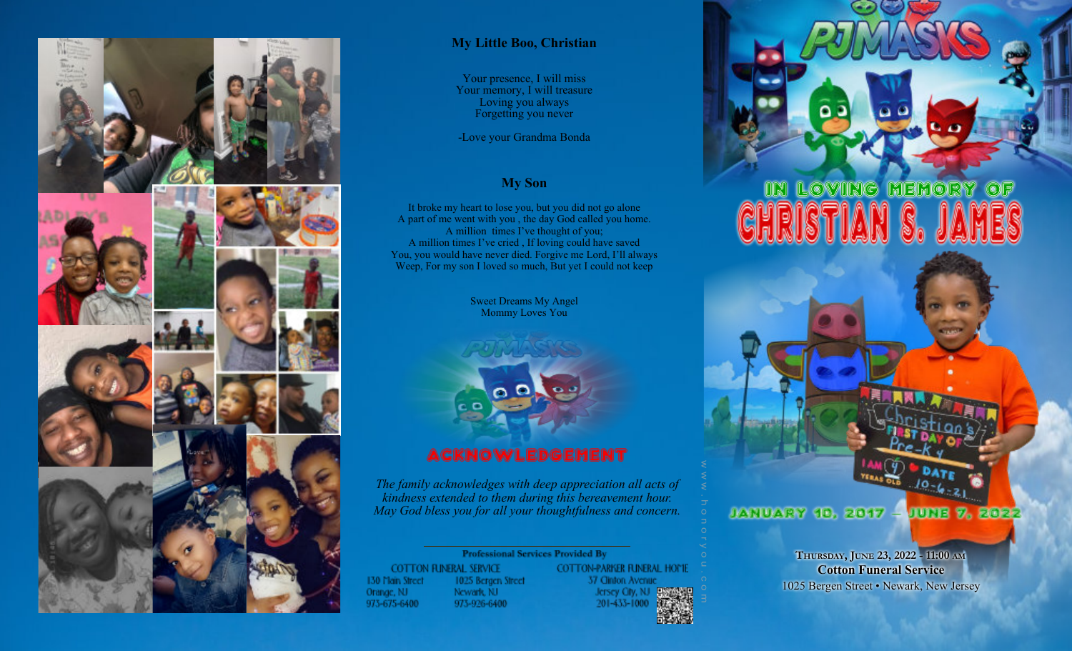## My Little Boo, Christian

Your presence, I will miss
Your memory, I will treasure
Loving you always
Forgetting you never

-Love your Grandma Bonda

## My Son

It broke my heart to lose you, but you did not go alone
A part of me went with you , the day God called you home.
A million times I've thought of you;
A million times I've cried , If loving could have saved
You, you would have never died. Forgive me Lord, I'll always
Weep, For my son I loved so much, But yet I could not keep

Sweet Dreams My Angel
Mommy Loves You

## ACKNOWLEDGEMENT

*The family acknowledges with deep appreciation all acts of kindness extended to them during this bereavement hour. May God bless you for all your thoughtfulness and concern.*

**Professional Services Provided By**

COTTON FUNERAL SERVICE
130 Main Street
Orange, NJ
973-675-6400

1025 Bergen Street
Newark, NJ
973-926-6400

COTTON-PARKER FUNERAL HOME
37 Clinton Avenue
Jersey City, NJ
201-433-1000

www.honoryou.com

# PJ MASKS

## IN LOVING MEMORY OF

# CHRISTIAN S. JAMES

Christian's First Day of Pre-K 4
I AM 4 YEARS OLD
DATE 10-6-21

JANUARY 10, 2017 – JUNE 7, 2022

THURSDAY, JUNE 23, 2022 - 11:00 AM
**Cotton Funeral Service**
1025 Bergen Street • Newark, New Jersey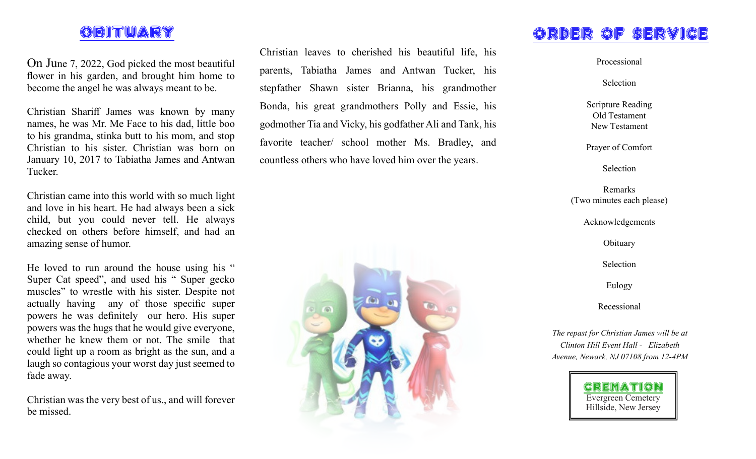# OBITUARY

On June 7, 2022, God picked the most beautiful flower in his garden, and brought him home to become the angel he was always meant to be.

Christian Shariff James was known by many names, he was Mr. Me Face to his dad, little boo to his grandma, stinka butt to his mom, and stop Christian to his sister. Christian was born on January 10, 2017 to Tabiatha James and Antwan Tucker.

Christian came into this world with so much light and love in his heart. He had always been a sick child, but you could never tell. He always checked on others before himself, and had an amazing sense of humor.

He loved to run around the house using his " Super Cat speed", and used his " Super gecko muscles" to wrestle with his sister. Despite not actually having any of those specific super powers he was definitely our hero. His super powers was the hugs that he would give everyone, whether he knew them or not. The smile that could light up a room as bright as the sun, and a laugh so contagious your worst day just seemed to fade away.

Christian was the very best of us., and will forever be missed.

Christian leaves to cherished his beautiful life, his parents, Tabiatha James and Antwan Tucker, his stepfather Shawn sister Brianna, his grandmother Bonda, his great grandmothers Polly and Essie, his godmother Tia and Vicky, his godfather Ali and Tank, his favorite teacher/ school mother Ms. Bradley, and countless others who have loved him over the years.

# ORDER OF SERVICE

Processional

Selection

Scripture Reading
Old Testament
New Testament

Prayer of Comfort

Selection

Remarks
(Two minutes each please)

Acknowledgements

Obituary

Selection

Eulogy

Recessional

*The repast for Christian James will be at Clinton Hill Event Hall - Elizabeth Avenue, Newark, NJ 07108 from 12-4PM*

**CREMATION**
Evergreen Cemetery
Hillside, New Jersey